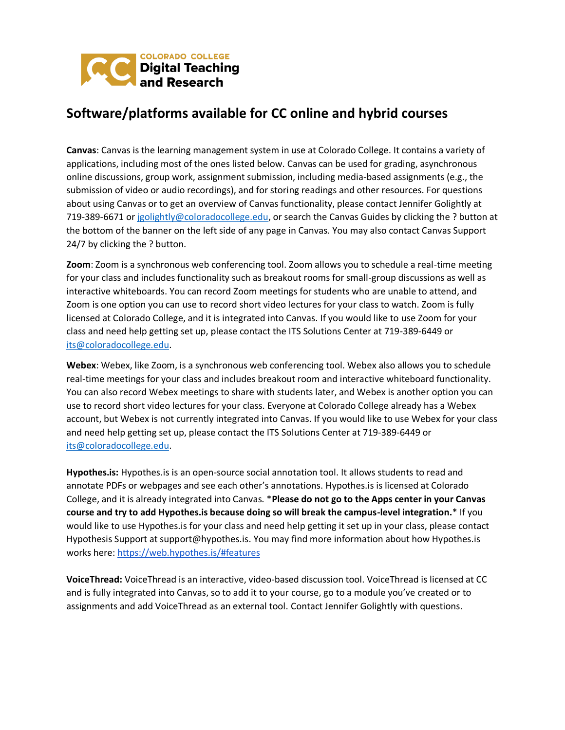COLORADO COLLEGE
**Digital Teaching and Research**

# Software/platforms available for CC online and hybrid courses

**Canvas**: Canvas is the learning management system in use at Colorado College. It contains a variety of applications, including most of the ones listed below. Canvas can be used for grading, asynchronous online discussions, group work, assignment submission, including media-based assignments (e.g., the submission of video or audio recordings), and for storing readings and other resources. For questions about using Canvas or to get an overview of Canvas functionality, please contact Jennifer Golightly at 719-389-6671 or jgolightly@coloradocollege.edu, or search the Canvas Guides by clicking the ? button at the bottom of the banner on the left side of any page in Canvas. You may also contact Canvas Support 24/7 by clicking the ? button.

**Zoom**: Zoom is a synchronous web conferencing tool. Zoom allows you to schedule a real-time meeting for your class and includes functionality such as breakout rooms for small-group discussions as well as interactive whiteboards. You can record Zoom meetings for students who are unable to attend, and Zoom is one option you can use to record short video lectures for your class to watch. Zoom is fully licensed at Colorado College, and it is integrated into Canvas. If you would like to use Zoom for your class and need help getting set up, please contact the ITS Solutions Center at 719-389-6449 or its@coloradocollege.edu.

**Webex**: Webex, like Zoom, is a synchronous web conferencing tool. Webex also allows you to schedule real-time meetings for your class and includes breakout room and interactive whiteboard functionality. You can also record Webex meetings to share with students later, and Webex is another option you can use to record short video lectures for your class. Everyone at Colorado College already has a Webex account, but Webex is not currently integrated into Canvas. If you would like to use Webex for your class and need help getting set up, please contact the ITS Solutions Center at 719-389-6449 or its@coloradocollege.edu.

**Hypothes.is:** Hypothes.is is an open-source social annotation tool. It allows students to read and annotate PDFs or webpages and see each other's annotations. Hypothes.is is licensed at Colorado College, and it is already integrated into Canvas. ***Please do not go to the Apps center in your Canvas course and try to add Hypothes.is because doing so will break the campus-level integration.*** If you would like to use Hypothes.is for your class and need help getting it set up in your class, please contact Hypothesis Support at support@hypothes.is. You may find more information about how Hypothes.is works here: https://web.hypothes.is/#features

**VoiceThread:** VoiceThread is an interactive, video-based discussion tool. VoiceThread is licensed at CC and is fully integrated into Canvas, so to add it to your course, go to a module you've created or to assignments and add VoiceThread as an external tool. Contact Jennifer Golightly with questions.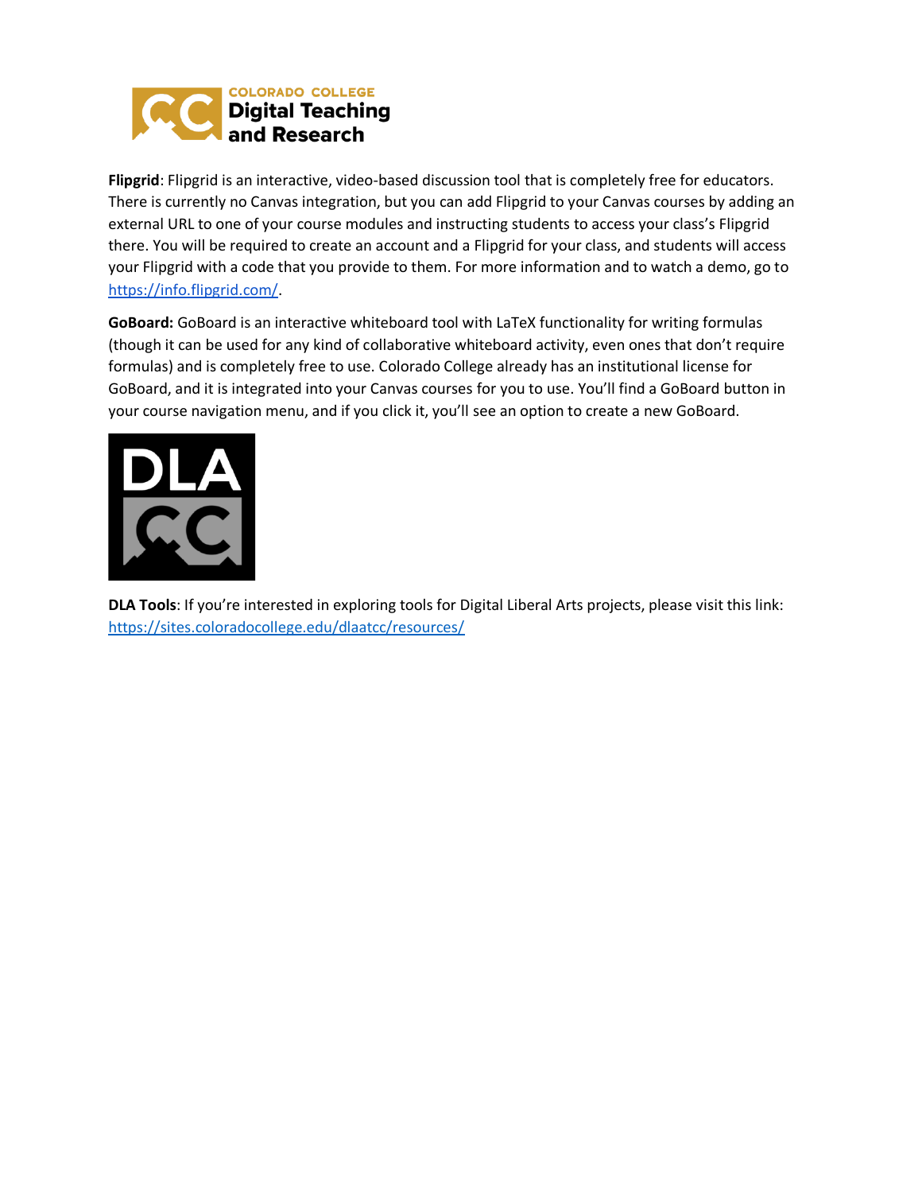**Flipgrid**: Flipgrid is an interactive, video-based discussion tool that is completely free for educators. There is currently no Canvas integration, but you can add Flipgrid to your Canvas courses by adding an external URL to one of your course modules and instructing students to access your class's Flipgrid there. You will be required to create an account and a Flipgrid for your class, and students will access your Flipgrid with a code that you provide to them. For more information and to watch a demo, go to https://info.flipgrid.com/.

**GoBoard:** GoBoard is an interactive whiteboard tool with LaTeX functionality for writing formulas (though it can be used for any kind of collaborative whiteboard activity, even ones that don't require formulas) and is completely free to use. Colorado College already has an institutional license for GoBoard, and it is integrated into your Canvas courses for you to use. You'll find a GoBoard button in your course navigation menu, and if you click it, you'll see an option to create a new GoBoard.

**DLA Tools**: If you're interested in exploring tools for Digital Liberal Arts projects, please visit this link: https://sites.coloradocollege.edu/dlaatcc/resources/